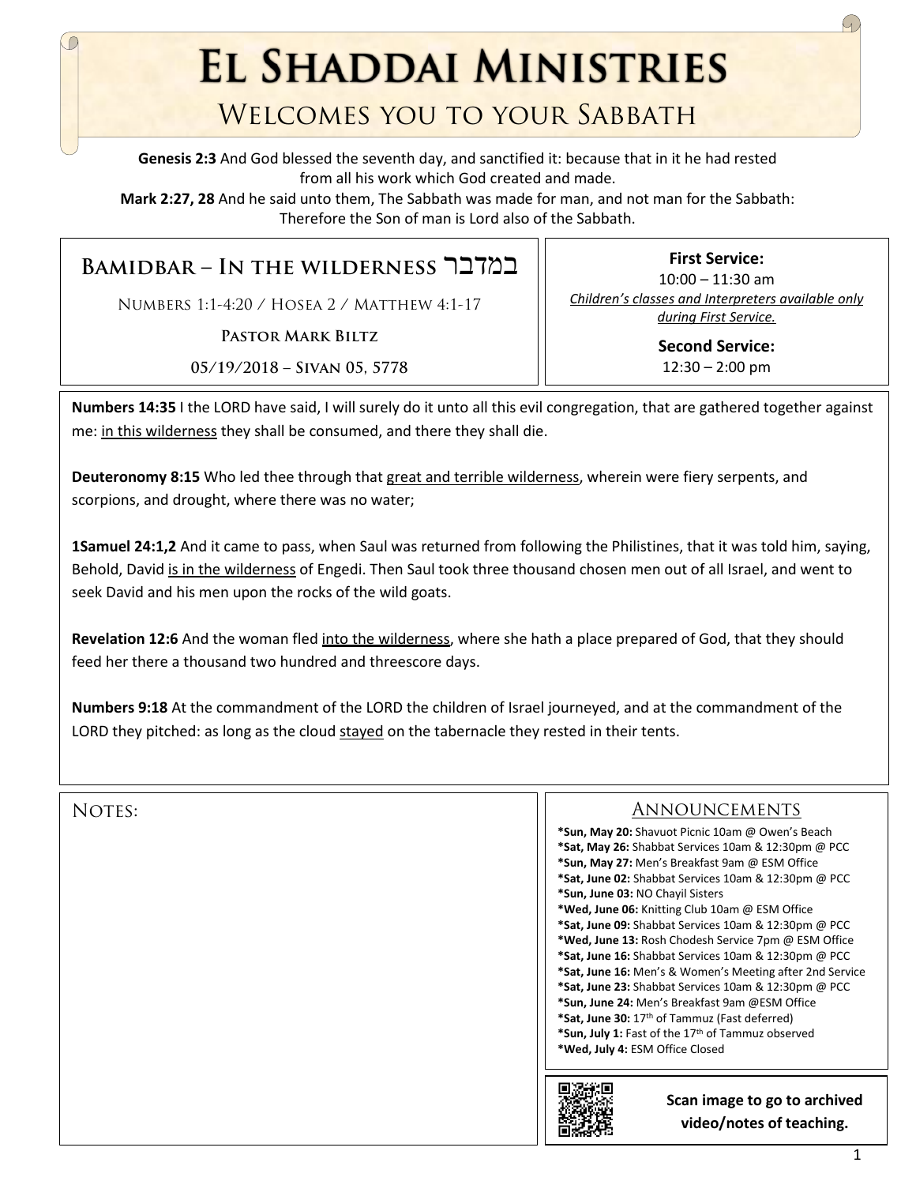# El Shaddai Ministries

## Welcomes you to your Sabbath

**Genesis 2:3** And God blessed the seventh day, and sanctified it: because that in it he had rested from all his work which God created and made.

**Mark 2:27, 28** And he said unto them, The Sabbath was made for man, and not man for the Sabbath: Therefore the Son of man is Lord also of the Sabbath.

## Bamidbar – In the wilderness במדבר

Numbers 1:1-4:20 / Hosea 2 / Matthew 4:1-17

**Pastor Mark Biltz**

**05/19/2018 – Sivan 05, 5778**

**First Service:**
10:00 – 11:30 am
*Children's classes and Interpreters available only during First Service.*

**Second Service:**
12:30 – 2:00 pm

**Numbers 14:35** I the LORD have said, I will surely do it unto all this evil congregation, that are gathered together against me: in this wilderness they shall be consumed, and there they shall die.

**Deuteronomy 8:15** Who led thee through that great and terrible wilderness, wherein were fiery serpents, and scorpions, and drought, where there was no water;

**1Samuel 24:1,2** And it came to pass, when Saul was returned from following the Philistines, that it was told him, saying, Behold, David is in the wilderness of Engedi. Then Saul took three thousand chosen men out of all Israel, and went to seek David and his men upon the rocks of the wild goats.

**Revelation 12:6** And the woman fled into the wilderness, where she hath a place prepared of God, that they should feed her there a thousand two hundred and threescore days.

**Numbers 9:18** At the commandment of the LORD the children of Israel journeyed, and at the commandment of the LORD they pitched: as long as the cloud stayed on the tabernacle they rested in their tents.

Notes:

## Announcements

- ***Sun, May 20:** Shavuot Picnic 10am @ Owen's Beach
- ***Sat, May 26:** Shabbat Services 10am & 12:30pm @ PCC
- ***Sun, May 27:** Men's Breakfast 9am @ ESM Office
- ***Sat, June 02:** Shabbat Services 10am & 12:30pm @ PCC
- ***Sun, June 03:** NO Chayil Sisters
- ***Wed, June 06:** Knitting Club 10am @ ESM Office
- ***Sat, June 09:** Shabbat Services 10am & 12:30pm @ PCC
- ***Wed, June 13:** Rosh Chodesh Service 7pm @ ESM Office
- ***Sat, June 16:** Shabbat Services 10am & 12:30pm @ PCC
- ***Sat, June 16:** Men's & Women's Meeting after 2nd Service
- ***Sat, June 23:** Shabbat Services 10am & 12:30pm @ PCC
- ***Sun, June 24:** Men's Breakfast 9am @ESM Office
- ***Sat, June 30:** 17th of Tammuz (Fast deferred)
- ***Sun, July 1:** Fast of the 17th of Tammuz observed
- ***Wed, July 4:** ESM Office Closed

**Scan image to go to archived video/notes of teaching.**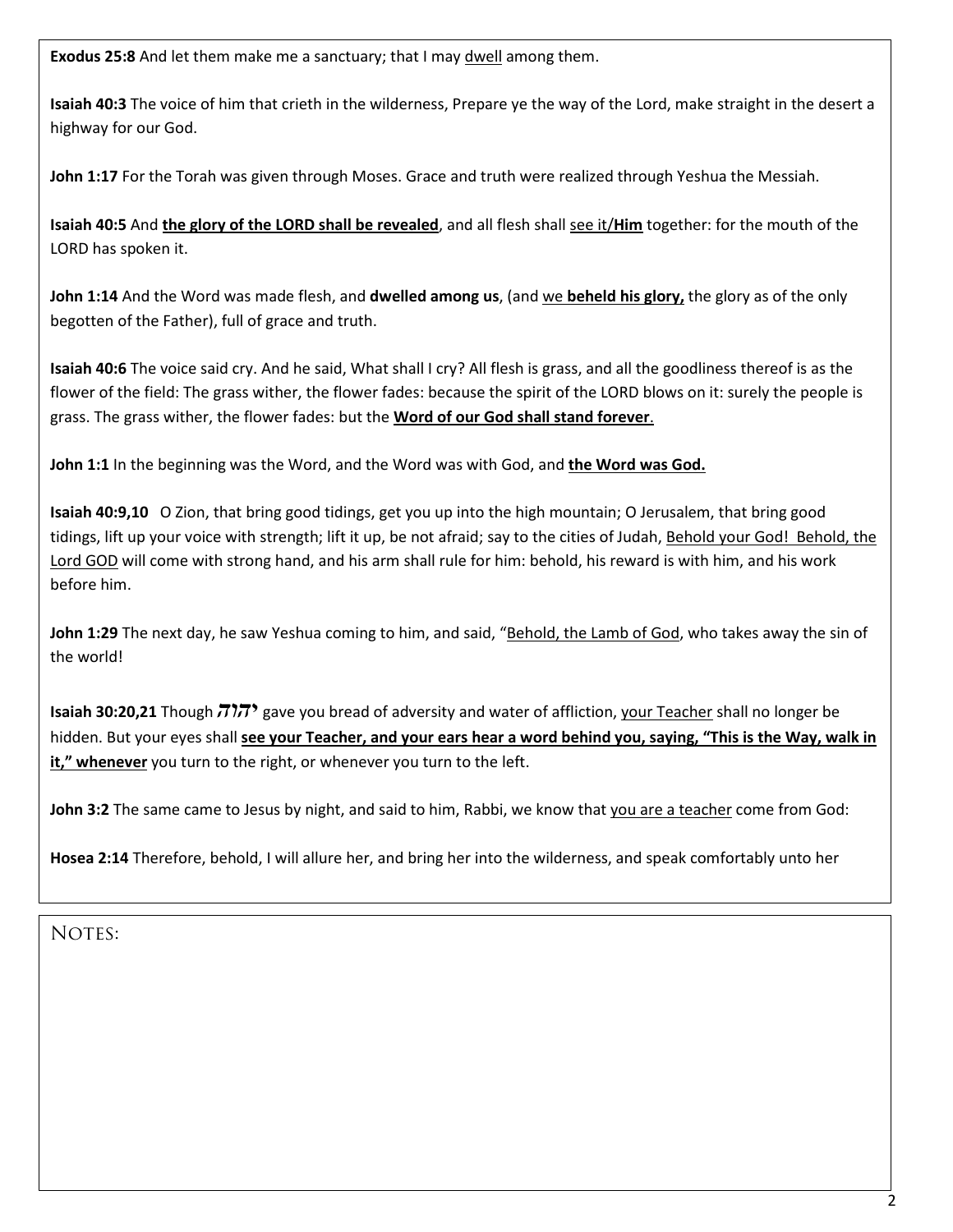**Exodus 25:8** And let them make me a sanctuary; that I may <u>dwell</u> among them.

**Isaiah 40:3** The voice of him that crieth in the wilderness, Prepare ye the way of the Lord, make straight in the desert a highway for our God.

**John 1:17** For the Torah was given through Moses. Grace and truth were realized through Yeshua the Messiah.

**Isaiah 40:5** And **<u>the glory of the LORD shall be revealed</u>**, and all flesh shall <u>see it/**Him**</u> together: for the mouth of the LORD has spoken it.

**John 1:14** And the Word was made flesh, and **dwelled among us**, (and <u>we **beheld his glory,**</u> the glory as of the only begotten of the Father), full of grace and truth.

**Isaiah 40:6** The voice said cry. And he said, What shall I cry? All flesh is grass, and all the goodliness thereof is as the flower of the field: The grass wither, the flower fades: because the spirit of the LORD blows on it: surely the people is grass. The grass wither, the flower fades: but the **<u>Word of our God shall stand forever</u>**.

**John 1:1** In the beginning was the Word, and the Word was with God, and **<u>the Word was God.</u>**

**Isaiah 40:9,10** O Zion, that bring good tidings, get you up into the high mountain; O Jerusalem, that bring good tidings, lift up your voice with strength; lift it up, be not afraid; say to the cities of Judah, <u>Behold your God! Behold, the Lord GOD</u> will come with strong hand, and his arm shall rule for him: behold, his reward is with him, and his work before him.

**John 1:29** The next day, he saw Yeshua coming to him, and said, "<u>Behold, the Lamb of God</u>, who takes away the sin of the world!

**Isaiah 30:20,21** Though יהוה gave you bread of adversity and water of affliction, <u>your Teacher</u> shall no longer be hidden. But your eyes shall **<u>see your Teacher, and your ears hear a word behind you, saying, "This is the Way, walk in it," whenever</u>** you turn to the right, or whenever you turn to the left.

**John 3:2** The same came to Jesus by night, and said to him, Rabbi, we know that <u>you are a teacher</u> come from God:

**Hosea 2:14** Therefore, behold, I will allure her, and bring her into the wilderness, and speak comfortably unto her

NOTES: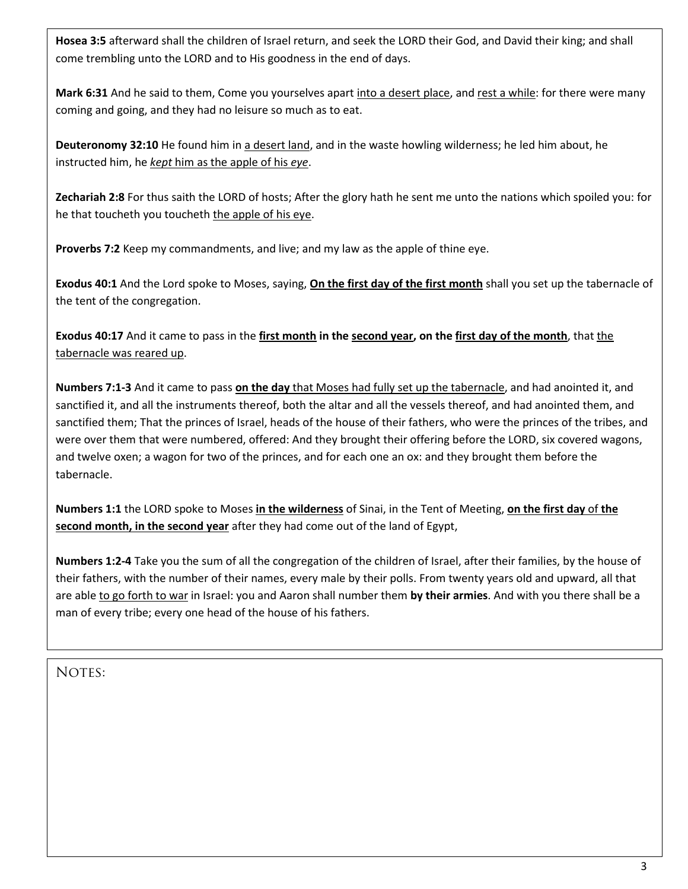**Hosea 3:5** afterward shall the children of Israel return, and seek the LORD their God, and David their king; and shall come trembling unto the LORD and to His goodness in the end of days.

**Mark 6:31** And he said to them, Come you yourselves apart <u>into a desert place</u>, and <u>rest a while</u>: for there were many coming and going, and they had no leisure so much as to eat.

**Deuteronomy 32:10** He found him in <u>a desert land</u>, and in the waste howling wilderness; he led him about, he instructed him, he <u>*kept* him as the apple of his *eye*</u>.

**Zechariah 2:8** For thus saith the LORD of hosts; After the glory hath he sent me unto the nations which spoiled you: for he that toucheth you toucheth <u>the apple of his eye</u>.

**Proverbs 7:2** Keep my commandments, and live; and my law as the apple of thine eye.

**Exodus 40:1** And the Lord spoke to Moses, saying, **<u>On the first day of the first month</u>** shall you set up the tabernacle of the tent of the congregation.

**Exodus 40:17** And it came to pass in the **<u>first month</u> in the <u>second year</u>, on the <u>first day of the month</u>**, that <u>the tabernacle was reared up</u>.

**Numbers 7:1-3** And it came to pass **<u>on the day</u>** <u>that Moses had fully set up the tabernacle</u>, and had anointed it, and sanctified it, and all the instruments thereof, both the altar and all the vessels thereof, and had anointed them, and sanctified them; That the princes of Israel, heads of the house of their fathers, who were the princes of the tribes, and were over them that were numbered, offered: And they brought their offering before the LORD, six covered wagons, and twelve oxen; a wagon for two of the princes, and for each one an ox: and they brought them before the tabernacle.

**Numbers 1:1** the LORD spoke to Moses **<u>in the wilderness</u>** of Sinai, in the Tent of Meeting, **<u>on the first day</u>** of **<u>the second month, in the second year</u>** after they had come out of the land of Egypt,

**Numbers 1:2-4** Take you the sum of all the congregation of the children of Israel, after their families, by the house of their fathers, with the number of their names, every male by their polls. From twenty years old and upward, all that are able <u>to go forth to war</u> in Israel: you and Aaron shall number them **by their armies**. And with you there shall be a man of every tribe; every one head of the house of his fathers.

NOTES: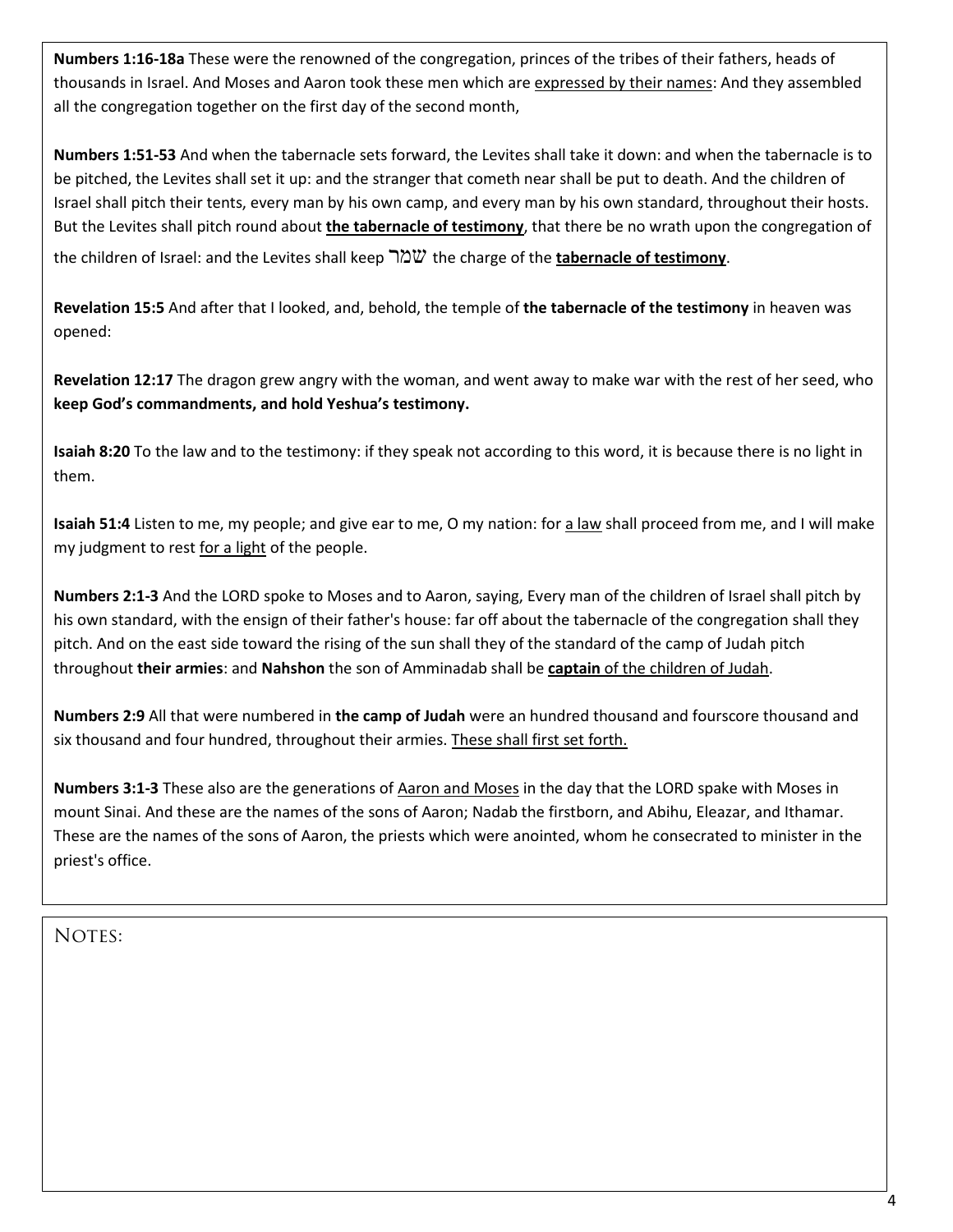**Numbers 1:16-18a** These were the renowned of the congregation, princes of the tribes of their fathers, heads of thousands in Israel. And Moses and Aaron took these men which are expressed by their names: And they assembled all the congregation together on the first day of the second month,

**Numbers 1:51-53** And when the tabernacle sets forward, the Levites shall take it down: and when the tabernacle is to be pitched, the Levites shall set it up: and the stranger that cometh near shall be put to death. And the children of Israel shall pitch their tents, every man by his own camp, and every man by his own standard, throughout their hosts. But the Levites shall pitch round about **the tabernacle of testimony**, that there be no wrath upon the congregation of the children of Israel: and the Levites shall keep שמר the charge of the **tabernacle of testimony**.

**Revelation 15:5** And after that I looked, and, behold, the temple of **the tabernacle of the testimony** in heaven was opened:

**Revelation 12:17** The dragon grew angry with the woman, and went away to make war with the rest of her seed, who **keep God's commandments, and hold Yeshua's testimony.**

**Isaiah 8:20** To the law and to the testimony: if they speak not according to this word, it is because there is no light in them.

**Isaiah 51:4** Listen to me, my people; and give ear to me, O my nation: for a law shall proceed from me, and I will make my judgment to rest for a light of the people.

**Numbers 2:1-3** And the LORD spoke to Moses and to Aaron, saying, Every man of the children of Israel shall pitch by his own standard, with the ensign of their father's house: far off about the tabernacle of the congregation shall they pitch. And on the east side toward the rising of the sun shall they of the standard of the camp of Judah pitch throughout **their armies**: and **Nahshon** the son of Amminadab shall be **captain** of the children of Judah.

**Numbers 2:9** All that were numbered in **the camp of Judah** were an hundred thousand and fourscore thousand and six thousand and four hundred, throughout their armies. These shall first set forth.

**Numbers 3:1-3** These also are the generations of Aaron and Moses in the day that the LORD spake with Moses in mount Sinai. And these are the names of the sons of Aaron; Nadab the firstborn, and Abihu, Eleazar, and Ithamar. These are the names of the sons of Aaron, the priests which were anointed, whom he consecrated to minister in the priest's office.

NOTES: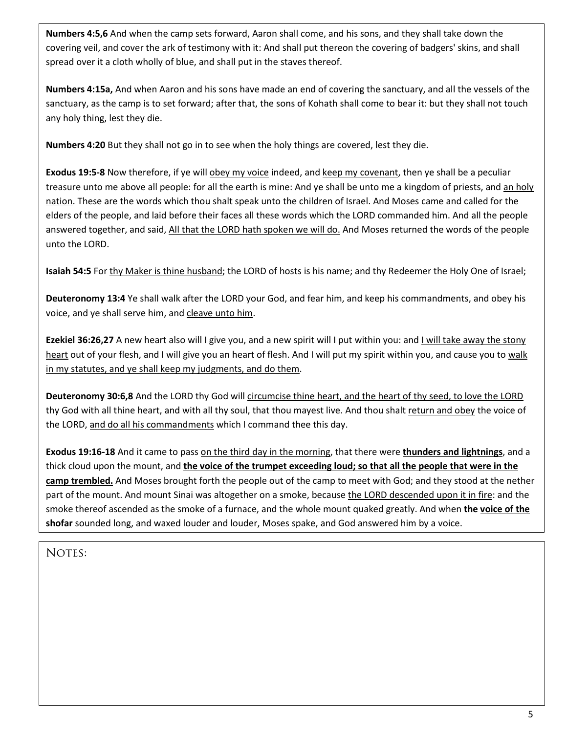**Numbers 4:5,6** And when the camp sets forward, Aaron shall come, and his sons, and they shall take down the covering veil, and cover the ark of testimony with it: And shall put thereon the covering of badgers' skins, and shall spread over it a cloth wholly of blue, and shall put in the staves thereof.

**Numbers 4:15a,** And when Aaron and his sons have made an end of covering the sanctuary, and all the vessels of the sanctuary, as the camp is to set forward; after that, the sons of Kohath shall come to bear it: but they shall not touch any holy thing, lest they die.

**Numbers 4:20** But they shall not go in to see when the holy things are covered, lest they die.

**Exodus 19:5-8** Now therefore, if ye will <u>obey my voice</u> indeed, and <u>keep my covenant</u>, then ye shall be a peculiar treasure unto me above all people: for all the earth is mine: And ye shall be unto me a kingdom of priests, and <u>an holy nation</u>. These are the words which thou shalt speak unto the children of Israel. And Moses came and called for the elders of the people, and laid before their faces all these words which the LORD commanded him. And all the people answered together, and said, <u>All that the LORD hath spoken we will do.</u> And Moses returned the words of the people unto the LORD.

**Isaiah 54:5** For <u>thy Maker is thine husband</u>; the LORD of hosts is his name; and thy Redeemer the Holy One of Israel;

**Deuteronomy 13:4** Ye shall walk after the LORD your God, and fear him, and keep his commandments, and obey his voice, and ye shall serve him, and <u>cleave unto him</u>.

**Ezekiel 36:26,27** A new heart also will I give you, and a new spirit will I put within you: and <u>I will take away the stony heart</u> out of your flesh, and I will give you an heart of flesh. And I will put my spirit within you, and cause you to <u>walk in my statutes, and ye shall keep my judgments, and do them</u>.

**Deuteronomy 30:6,8** And the LORD thy God will <u>circumcise thine heart, and the heart of thy seed, to love the LORD</u> thy God with all thine heart, and with all thy soul, that thou mayest live. And thou shalt <u>return and obey</u> the voice of the LORD, <u>and do all his commandments</u> which I command thee this day.

**Exodus 19:16-18** And it came to pass <u>on the third day in the morning</u>, that there were **<u>thunders and lightnings</u>**, and a thick cloud upon the mount, and **<u>the voice of the trumpet exceeding loud; so that all the people that were in the camp trembled.</u>** And Moses brought forth the people out of the camp to meet with God; and they stood at the nether part of the mount. And mount Sinai was altogether on a smoke, because <u>the LORD descended upon it in fire</u>: and the smoke thereof ascended as the smoke of a furnace, and the whole mount quaked greatly. And when **the <u>voice of the shofar</u>** sounded long, and waxed louder and louder, Moses spake, and God answered him by a voice.

NOTES: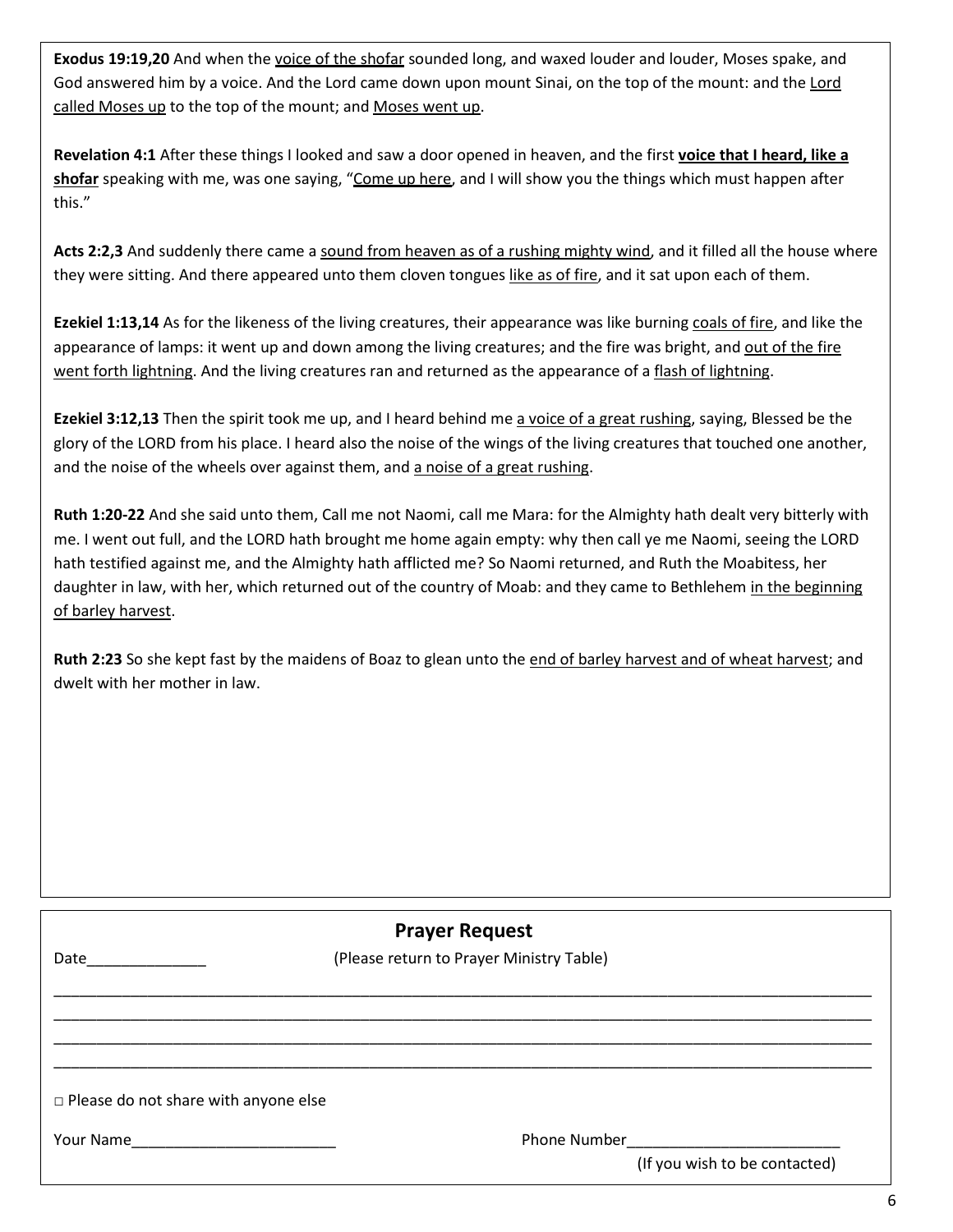**Exodus 19:19,20** And when the <u>voice of the shofar</u> sounded long, and waxed louder and louder, Moses spake, and God answered him by a voice. And the Lord came down upon mount Sinai, on the top of the mount: and the <u>Lord called Moses up</u> to the top of the mount; and <u>Moses went up</u>.

**Revelation 4:1** After these things I looked and saw a door opened in heaven, and the first **<u>voice that I heard, like a shofar</u>** speaking with me, was one saying, "<u>Come up here</u>, and I will show you the things which must happen after this."

**Acts 2:2,3** And suddenly there came a <u>sound from heaven as of a rushing mighty wind</u>, and it filled all the house where they were sitting. And there appeared unto them cloven tongues <u>like as of fire</u>, and it sat upon each of them.

**Ezekiel 1:13,14** As for the likeness of the living creatures, their appearance was like burning <u>coals of fire</u>, and like the appearance of lamps: it went up and down among the living creatures; and the fire was bright, and <u>out of the fire went forth lightning</u>. And the living creatures ran and returned as the appearance of a <u>flash of lightning</u>.

**Ezekiel 3:12,13** Then the spirit took me up, and I heard behind me <u>a voice of a great rushing</u>, saying, Blessed be the glory of the LORD from his place. I heard also the noise of the wings of the living creatures that touched one another, and the noise of the wheels over against them, and <u>a noise of a great rushing</u>.

**Ruth 1:20-22** And she said unto them, Call me not Naomi, call me Mara: for the Almighty hath dealt very bitterly with me. I went out full, and the LORD hath brought me home again empty: why then call ye me Naomi, seeing the LORD hath testified against me, and the Almighty hath afflicted me? So Naomi returned, and Ruth the Moabitess, her daughter in law, with her, which returned out of the country of Moab: and they came to Bethlehem <u>in the beginning of barley harvest</u>.

**Ruth 2:23** So she kept fast by the maidens of Boaz to glean unto the <u>end of barley harvest and of wheat harvest</u>; and dwelt with her mother in law.

## Prayer Request

Date______________ (Please return to Prayer Ministry Table)

_____________________________________________________________________________________

_____________________________________________________________________________________

_____________________________________________________________________________________

_____________________________________________________________________________________

□ Please do not share with anyone else

Your Name________________________ Phone Number_________________________

(If you wish to be contacted)